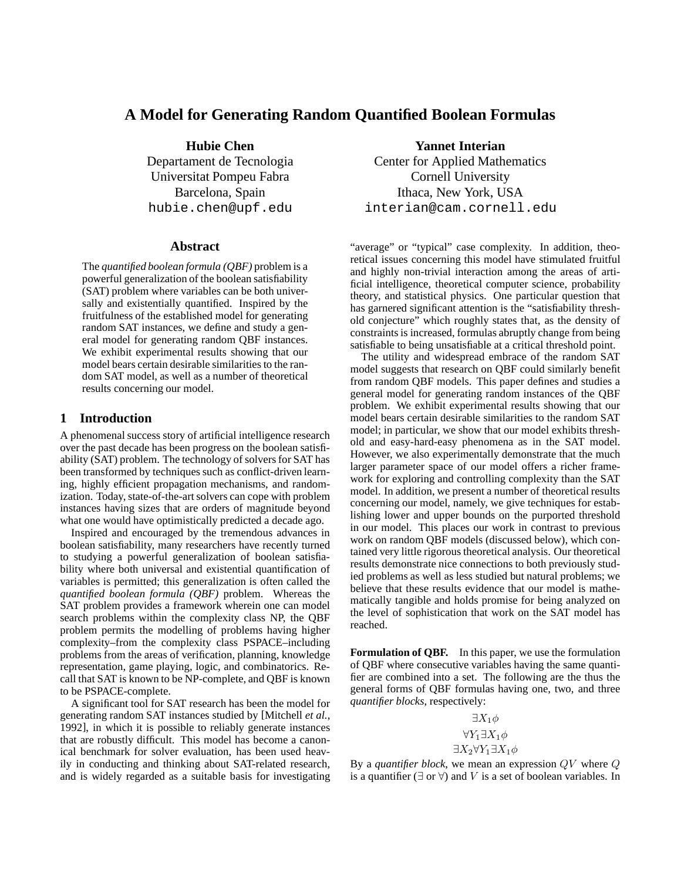# A Model for Generating Random Quantified Boolean Formulas

**Hubie Chen**
Departament de Tecnologia
Universitat Pompeu Fabra
Barcelona, Spain
hubie.chen@upf.edu

**Yannet Interian**
Center for Applied Mathematics
Cornell University
Ithaca, New York, USA
interian@cam.cornell.edu

## Abstract

The *quantified boolean formula (QBF)* problem is a powerful generalization of the boolean satisfiability (SAT) problem where variables can be both universally and existentially quantified. Inspired by the fruitfulness of the established model for generating random SAT instances, we define and study a general model for generating random QBF instances. We exhibit experimental results showing that our model bears certain desirable similarities to the random SAT model, as well as a number of theoretical results concerning our model.

## 1 Introduction

A phenomenal success story of artificial intelligence research over the past decade has been progress on the boolean satisfiability (SAT) problem. The technology of solvers for SAT has been transformed by techniques such as conflict-driven learning, highly efficient propagation mechanisms, and randomization. Today, state-of-the-art solvers can cope with problem instances having sizes that are orders of magnitude beyond what one would have optimistically predicted a decade ago.

Inspired and encouraged by the tremendous advances in boolean satisfiability, many researchers have recently turned to studying a powerful generalization of boolean satisfiability where both universal and existential quantification of variables is permitted; this generalization is often called the *quantified boolean formula (QBF)* problem. Whereas the SAT problem provides a framework wherein one can model search problems within the complexity class NP, the QBF problem permits the modelling of problems having higher complexity–from the complexity class PSPACE–including problems from the areas of verification, planning, knowledge representation, game playing, logic, and combinatorics. Recall that SAT is known to be NP-complete, and QBF is known to be PSPACE-complete.

A significant tool for SAT research has been the model for generating random SAT instances studied by [Mitchell *et al.*, 1992], in which it is possible to reliably generate instances that are robustly difficult. This model has become a canonical benchmark for solver evaluation, has been used heavily in conducting and thinking about SAT-related research, and is widely regarded as a suitable basis for investigating "average" or "typical" case complexity. In addition, theoretical issues concerning this model have stimulated fruitful and highly non-trivial interaction among the areas of artificial intelligence, theoretical computer science, probability theory, and statistical physics. One particular question that has garnered significant attention is the "satisfiability threshold conjecture" which roughly states that, as the density of constraints is increased, formulas abruptly change from being satisfiable to being unsatisfiable at a critical threshold point.

The utility and widespread embrace of the random SAT model suggests that research on QBF could similarly benefit from random QBF models. This paper defines and studies a general model for generating random instances of the QBF problem. We exhibit experimental results showing that our model bears certain desirable similarities to the random SAT model; in particular, we show that our model exhibits threshold and easy-hard-easy phenomena as in the SAT model. However, we also experimentally demonstrate that the much larger parameter space of our model offers a richer framework for exploring and controlling complexity than the SAT model. In addition, we present a number of theoretical results concerning our model, namely, we give techniques for establishing lower and upper bounds on the purported threshold in our model. This places our work in contrast to previous work on random QBF models (discussed below), which contained very little rigorous theoretical analysis. Our theoretical results demonstrate nice connections to both previously studied problems as well as less studied but natural problems; we believe that these results evidence that our model is mathematically tangible and holds promise for being analyzed on the level of sophistication that work on the SAT model has reached.

**Formulation of QBF.** In this paper, we use the formulation of QBF where consecutive variables having the same quantifier are combined into a set. The following are the thus the general forms of QBF formulas having one, two, and three *quantifier blocks*, respectively:

$$\exists X_1 \phi$$
$$\forall Y_1 \exists X_1 \phi$$
$$\exists X_2 \forall Y_1 \exists X_1 \phi$$

By a *quantifier block*, we mean an expression $QV$ where $Q$ is a quantifier ($\exists$ or $\forall$) and $V$ is a set of boolean variables. In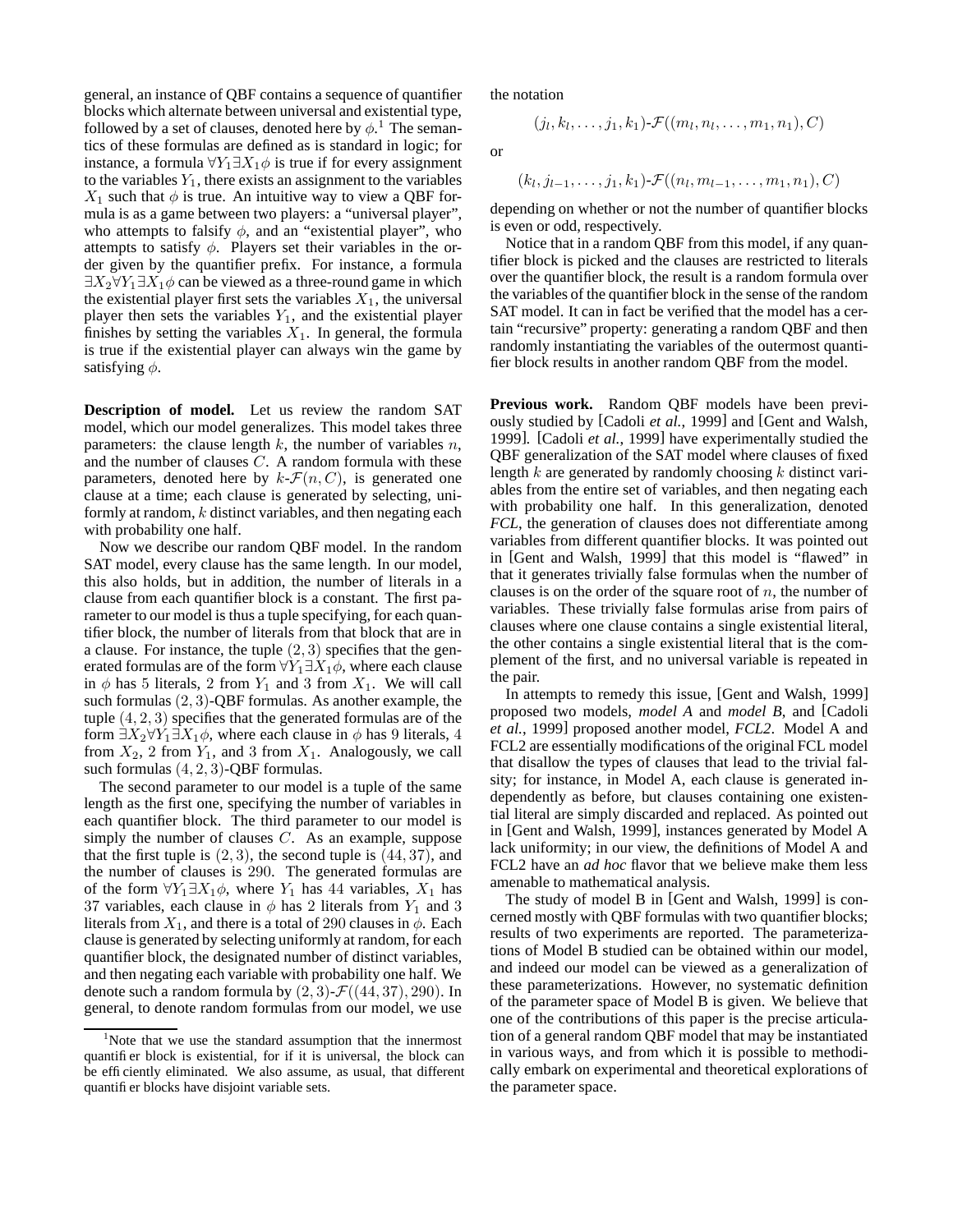general, an instance of QBF contains a sequence of quantifier blocks which alternate between universal and existential type, followed by a set of clauses, denoted here by $\phi$.[1] The semantics of these formulas are defined as is standard in logic; for instance, a formula $\forall Y_1 \exists X_1 \phi$ is true if for every assignment to the variables $Y_1$, there exists an assignment to the variables $X_1$ such that $\phi$ is true. An intuitive way to view a QBF formula is as a game between two players: a "universal player", who attempts to falsify $\phi$, and an "existential player", who attempts to satisfy $\phi$. Players set their variables in the order given by the quantifier prefix. For instance, a formula $\exists X_2 \forall Y_1 \exists X_1 \phi$ can be viewed as a three-round game in which the existential player first sets the variables $X_1$, the universal player then sets the variables $Y_1$, and the existential player finishes by setting the variables $X_1$. In general, the formula is true if the existential player can always win the game by satisfying $\phi$.

**Description of model.** Let us review the random SAT model, which our model generalizes. This model takes three parameters: the clause length $k$, the number of variables $n$, and the number of clauses $C$. A random formula with these parameters, denoted here by $k$-$\mathcal{F}(n, C)$, is generated one clause at a time; each clause is generated by selecting, uniformly at random, $k$ distinct variables, and then negating each with probability one half.

Now we describe our random QBF model. In the random SAT model, every clause has the same length. In our model, this also holds, but in addition, the number of literals in a clause from each quantifier block is a constant. The first parameter to our model is thus a tuple specifying, for each quantifier block, the number of literals from that block that are in a clause. For instance, the tuple $(2, 3)$ specifies that the generated formulas are of the form $\forall Y_1 \exists X_1 \phi$, where each clause in $\phi$ has 5 literals, 2 from $Y_1$ and 3 from $X_1$. We will call such formulas $(2, 3)$-QBF formulas. As another example, the tuple $(4, 2, 3)$ specifies that the generated formulas are of the form $\exists X_2 \forall Y_1 \exists X_1 \phi$, where each clause in $\phi$ has 9 literals, 4 from $X_2$, 2 from $Y_1$, and 3 from $X_1$. Analogously, we call such formulas $(4, 2, 3)$-QBF formulas.

The second parameter to our model is a tuple of the same length as the first one, specifying the number of variables in each quantifier block. The third parameter to our model is simply the number of clauses $C$. As an example, suppose that the first tuple is $(2, 3)$, the second tuple is $(44, 37)$, and the number of clauses is 290. The generated formulas are of the form $\forall Y_1 \exists X_1 \phi$, where $Y_1$ has 44 variables, $X_1$ has 37 variables, each clause in $\phi$ has 2 literals from $Y_1$ and 3 literals from $X_1$, and there is a total of 290 clauses in $\phi$. Each clause is generated by selecting uniformly at random, for each quantifier block, the designated number of distinct variables, and then negating each variable with probability one half. We denote such a random formula by $(2, 3)$-$\mathcal{F}((44, 37), 290)$. In general, to denote random formulas from our model, we use the notation

$$(j_l, k_l, \ldots, j_1, k_1)\text{-}\mathcal{F}((m_l, n_l, \ldots, m_1, n_1), C)$$

or

$$(k_l, j_{l-1}, \ldots, j_1, k_1)\text{-}\mathcal{F}((n_l, m_{l-1}, \ldots, m_1, n_1), C)$$

depending on whether or not the number of quantifier blocks is even or odd, respectively.

Notice that in a random QBF from this model, if any quantifier block is picked and the clauses are restricted to literals over the quantifier block, the result is a random formula over the variables of the quantifier block in the sense of the random SAT model. It can in fact be verified that the model has a certain "recursive" property: generating a random QBF and then randomly instantiating the variables of the outermost quantifier block results in another random QBF from the model.

**Previous work.** Random QBF models have been previously studied by [Cadoli *et al.*, 1999] and [Gent and Walsh, 1999]. [Cadoli *et al.*, 1999] have experimentally studied the QBF generalization of the SAT model where clauses of fixed length $k$ are generated by randomly choosing $k$ distinct variables from the entire set of variables, and then negating each with probability one half. In this generalization, denoted *FCL*, the generation of clauses does not differentiate among variables from different quantifier blocks. It was pointed out in [Gent and Walsh, 1999] that this model is "flawed" in that it generates trivially false formulas when the number of clauses is on the order of the square root of $n$, the number of variables. These trivially false formulas arise from pairs of clauses where one clause contains a single existential literal, the other contains a single existential literal that is the complement of the first, and no universal variable is repeated in the pair.

In attempts to remedy this issue, [Gent and Walsh, 1999] proposed two models, *model A* and *model B*, and [Cadoli *et al.*, 1999] proposed another model, *FCL2*. Model A and FCL2 are essentially modifications of the original FCL model that disallow the types of clauses that lead to the trivial falsity; for instance, in Model A, each clause is generated independently as before, but clauses containing one existential literal are simply discarded and replaced. As pointed out in [Gent and Walsh, 1999], instances generated by Model A lack uniformity; in our view, the definitions of Model A and FCL2 have an *ad hoc* flavor that we believe make them less amenable to mathematical analysis.

The study of model B in [Gent and Walsh, 1999] is concerned mostly with QBF formulas with two quantifier blocks; results of two experiments are reported. The parameterizations of Model B studied can be obtained within our model, and indeed our model can be viewed as a generalization of these parameterizations. However, no systematic definition of the parameter space of Model B is given. We believe that one of the contributions of this paper is the precise articulation of a general random QBF model that may be instantiated in various ways, and from which it is possible to methodically embark on experimental and theoretical explorations of the parameter space.

[1] Note that we use the standard assumption that the innermost quantifier block is existential, for if it is universal, the block can be efficiently eliminated. We also assume, as usual, that different quantifier blocks have disjoint variable sets.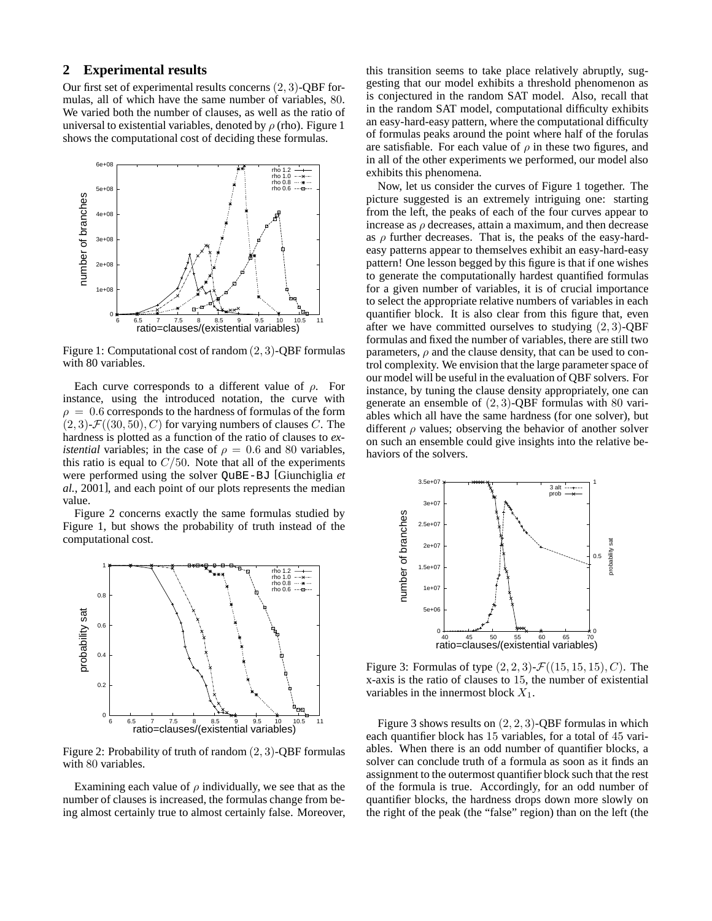## 2 Experimental results

Our first set of experimental results concerns $(2, 3)$-QBF formulas, all of which have the same number of variables, $80$. We varied both the number of clauses, as well as the ratio of universal to existential variables, denoted by $\rho$ (rho). Figure 1 shows the computational cost of deciding these formulas.

Figure 1: Computational cost of random $(2, 3)$-QBF formulas with 80 variables.

Each curve corresponds to a different value of $\rho$. For instance, using the introduced notation, the curve with $\rho = 0.6$ corresponds to the hardness of formulas of the form $(2, 3)$-$\mathcal{F}((30, 50), C)$ for varying numbers of clauses $C$. The hardness is plotted as a function of the ratio of clauses to *existential* variables; in the case of $\rho = 0.6$ and $80$ variables, this ratio is equal to $C/50$. Note that all of the experiments were performed using the solver QuBE-BJ [Giunchiglia *et al.*, 2001], and each point of our plots represents the median value.

Figure 2 concerns exactly the same formulas studied by Figure 1, but shows the probability of truth instead of the computational cost.

Figure 2: Probability of truth of random $(2, 3)$-QBF formulas with $80$ variables.

Examining each value of $\rho$ individually, we see that as the number of clauses is increased, the formulas change from being almost certainly true to almost certainly false. Moreover, this transition seems to take place relatively abruptly, suggesting that our model exhibits a threshold phenomenon as is conjectured in the random SAT model. Also, recall that in the random SAT model, computational difficulty exhibits an easy-hard-easy pattern, where the computational difficulty of formulas peaks around the point where half of the forulas are satisfiable. For each value of $\rho$ in these two figures, and in all of the other experiments we performed, our model also exhibits this phenomena.

Now, let us consider the curves of Figure 1 together. The picture suggested is an extremely intriguing one: starting from the left, the peaks of each of the four curves appear to increase as $\rho$ decreases, attain a maximum, and then decrease as $\rho$ further decreases. That is, the peaks of the easy-hard-easy patterns appear to themselves exhibit an easy-hard-easy pattern! One lesson begged by this figure is that if one wishes to generate the computationally hardest quantified formulas for a given number of variables, it is of crucial importance to select the appropriate relative numbers of variables in each quantifier block. It is also clear from this figure that, even after we have committed ourselves to studying $(2, 3)$-QBF formulas and fixed the number of variables, there are still two parameters, $\rho$ and the clause density, that can be used to control complexity. We envision that the large parameter space of our model will be useful in the evaluation of QBF solvers. For instance, by tuning the clause density appropriately, one can generate an ensemble of $(2, 3)$-QBF formulas with $80$ variables which all have the same hardness (for one solver), but different $\rho$ values; observing the behavior of another solver on such an ensemble could give insights into the relative behaviors of the solvers.

Figure 3: Formulas of type $(2, 2, 3)$-$\mathcal{F}((15, 15, 15), C)$. The x-axis is the ratio of clauses to $15$, the number of existential variables in the innermost block $X_1$.

Figure 3 shows results on $(2, 2, 3)$-QBF formulas in which each quantifier block has $15$ variables, for a total of $45$ variables. When there is an odd number of quantifier blocks, a solver can conclude truth of a formula as soon as it finds an assignment to the outermost quantifier block such that the rest of the formula is true. Accordingly, for an odd number of quantifier blocks, the hardness drops down more slowly on the right of the peak (the "false" region) than on the left (the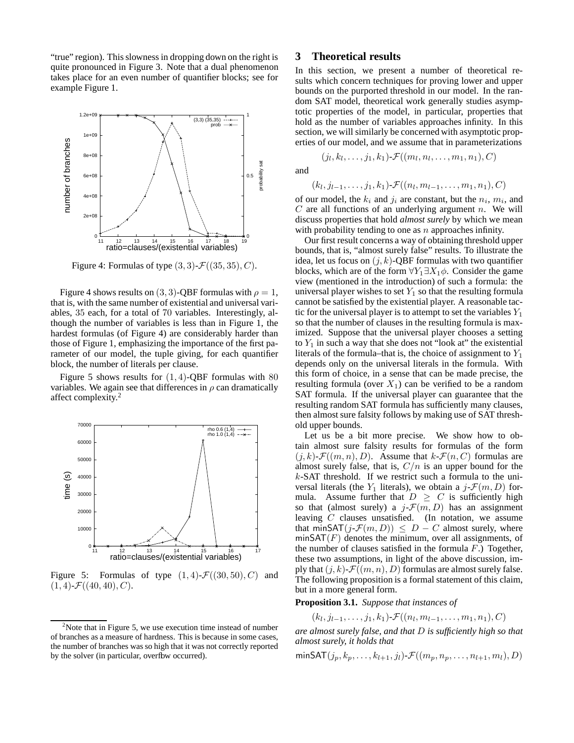"true" region). This slowness in dropping down on the right is quite pronounced in Figure 3. Note that a dual phenomenon takes place for an even number of quantifier blocks; see for example Figure 1.

Figure 4: Formulas of type $(3,3)$-$\mathcal{F}((35,35),C)$.

Figure 4 shows results on $(3,3)$-QBF formulas with $\rho = 1$, that is, with the same number of existential and universal variables, 35 each, for a total of 70 variables. Interestingly, although the number of variables is less than in Figure 1, the hardest formulas (of Figure 4) are considerably harder than those of Figure 1, emphasizing the importance of the first parameter of our model, the tuple giving, for each quantifier block, the number of literals per clause.

Figure 5 shows results for $(1,4)$-QBF formulas with 80 variables. We again see that differences in $\rho$ can dramatically affect complexity.[2]

Figure 5: Formulas of type $(1,4)$-$\mathcal{F}((30,50),C)$ and $(1,4)$-$\mathcal{F}((40,40),C)$.

[2] Note that in Figure 5, we use execution time instead of number of branches as a measure of hardness. This is because in some cases, the number of branches was so high that it was not correctly reported by the solver (in particular, overflow occurred).

## 3 Theoretical results

In this section, we present a number of theoretical results which concern techniques for proving lower and upper bounds on the purported threshold in our model. In the random SAT model, theoretical work generally studies asymptotic properties of the model, in particular, properties that hold as the number of variables approaches infinity. In this section, we will similarly be concerned with asymptotic properties of our model, and we assume that in parameterizations

$$(j_l, k_l, \ldots, j_1, k_1)\text{-}\mathcal{F}((m_l, n_l, \ldots, m_1, n_1), C)$$

and

$$(k_l, j_{l-1}, \ldots, j_1, k_1)\text{-}\mathcal{F}((n_l, m_{l-1}, \ldots, m_1, n_1), C)$$

of our model, the $k_i$ and $j_i$ are constant, but the $n_i$, $m_i$, and $C$ are all functions of an underlying argument $n$. We will discuss properties that hold *almost surely* by which we mean with probability tending to one as $n$ approaches infinity.

Our first result concerns a way of obtaining threshold upper bounds, that is, "almost surely false" results. To illustrate the idea, let us focus on $(j,k)$-QBF formulas with two quantifier blocks, which are of the form $\forall Y_1 \exists X_1 \phi$. Consider the game view (mentioned in the introduction) of such a formula: the universal player wishes to set $Y_1$ so that the resulting formula cannot be satisfied by the existential player. A reasonable tactic for the universal player is to attempt to set the variables $Y_1$ so that the number of clauses in the resulting formula is maximized. Suppose that the universal player chooses a setting to $Y_1$ in such a way that she does not "look at" the existential literals of the formula–that is, the choice of assignment to $Y_1$ depends only on the universal literals in the formula. With this form of choice, in a sense that can be made precise, the resulting formula (over $X_1$) can be verified to be a random SAT formula. If the universal player can guarantee that the resulting random SAT formula has sufficiently many clauses, then almost sure falsity follows by making use of SAT threshold upper bounds.

Let us be a bit more precise. We show how to obtain almost sure falsity results for formulas of the form $(j,k)$-$\mathcal{F}((m,n),D)$. Assume that $k$-$\mathcal{F}(n,C)$ formulas are almost surely false, that is, $C/n$ is an upper bound for the $k$-SAT threshold. If we restrict such a formula to the universal literals (the $Y_1$ literals), we obtain a $j$-$\mathcal{F}(m,D)$ formula. Assume further that $D \geq C$ is sufficiently high so that (almost surely) a $j$-$\mathcal{F}(m,D)$ has an assignment leaving $C$ clauses unsatisfied. (In notation, we assume that $\mathsf{minSAT}(j\text{-}\mathcal{F}(m,D)) \leq D - C$ almost surely, where $\mathsf{minSAT}(F)$ denotes the minimum, over all assignments, of the number of clauses satisfied in the formula $F$.) Together, these two assumptions, in light of the above discussion, imply that $(j,k)$-$\mathcal{F}((m,n),D)$ formulas are almost surely false. The following proposition is a formal statement of this claim, but in a more general form.

**Proposition 3.1.** *Suppose that instances of*

$$(k_l, j_{l-1}, \ldots, j_1, k_1)\text{-}\mathcal{F}((n_l, m_{l-1}, \ldots, m_1, n_1), C)$$

*are almost surely false, and that $D$ is sufficiently high so that almost surely, it holds that*

$$\mathsf{minSAT}(j_p, k_p, \ldots, k_{l+1}, j_l)\text{-}\mathcal{F}((m_p, n_p, \ldots, n_{l+1}, m_l), D)$$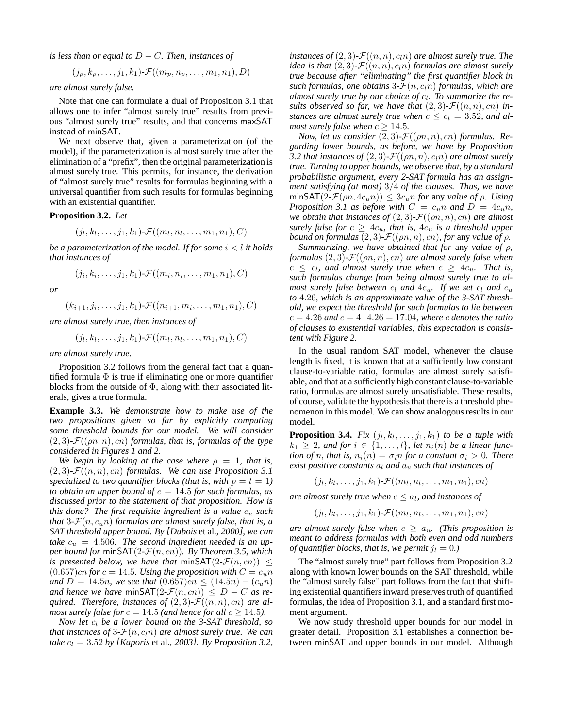*is less than or equal to $D - C$. Then, instances of*

$$(j_p, k_p, \dots, j_1, k_1)\text{-}\mathcal{F}((m_p, n_p, \dots, m_1, n_1), D)$$

*are almost surely false.*

Note that one can formulate a dual of Proposition 3.1 that allows one to infer "almost surely true" results from previous "almost surely true" results, and that concerns maxSAT instead of minSAT.

We next observe that, given a parameterization (of the model), if the parameterization is almost surely true after the elimination of a "prefix", then the original parameterization is almost surely true. This permits, for instance, the derivation of "almost surely true" results for formulas beginning with a universal quantifier from such results for formulas beginning with an existential quantifier.

**Proposition 3.2.** *Let*

$$(j_l, k_l, \dots, j_1, k_1)\text{-}\mathcal{F}((m_l, n_l, \dots, m_1, n_1), C)$$

*be a parameterization of the model. If for some $i < l$ it holds that instances of*

$$(j_i, k_i, \dots, j_1, k_1)\text{-}\mathcal{F}((m_i, n_i, \dots, m_1, n_1), C)$$

*or*

$$(k_{i+1}, j_i, \dots, j_1, k_1)\text{-}\mathcal{F}((n_{i+1}, m_i, \dots, m_1, n_1), C)$$

*are almost surely true, then instances of*

$$(j_l, k_l, \dots, j_1, k_1)\text{-}\mathcal{F}((m_l, n_l, \dots, m_1, n_1), C)$$

*are almost surely true.*

Proposition 3.2 follows from the general fact that a quantified formula $\Phi$ is true if eliminating one or more quantifier blocks from the outside of $\Phi$, along with their associated literals, gives a true formula.

**Example 3.3.** *We demonstrate how to make use of the two propositions given so far by explicitly computing some threshold bounds for our model. We will consider $(2,3)$-$\mathcal{F}((\rho n, n), cn)$ formulas, that is, formulas of the type considered in Figures 1 and 2.*

*We begin by looking at the case where $\rho = 1$, that is, $(2,3)$-$\mathcal{F}((n,n), cn)$ formulas. We can use Proposition 3.1 specialized to two quantifier blocks (that is, with $p = l = 1$) to obtain an upper bound of $c = 14.5$ for such formulas, as discussed prior to the statement of that proposition. How is this done? The first requisite ingredient is a value $c_u$ such that 3-$\mathcal{F}(n, c_u n)$ formulas are almost surely false, that is, a SAT threshold upper bound. By [Dubois* et al.*, 2000], we can take $c_u = 4.506$. The second ingredient needed is an upper bound for* minSAT*(2-$\mathcal{F}(n, cn)$). By Theorem 3.5, which is presented below, we have that* minSAT*(2-$\mathcal{F}(n, cn)$) $\leq (0.657)cn$ for $c = 14.5$. Using the proposition with $C = c_u n$ and $D = 14.5n$, we see that $(0.657)cn \leq (14.5n) - (c_u n)$ and hence we have* minSAT*(2-$\mathcal{F}(n, cn)$) $\leq D - C$ as required. Therefore, instances of $(2,3)$-$\mathcal{F}((n,n), cn)$ are almost surely false for $c = 14.5$ (and hence for all $c \geq 14.5$).*

*Now let $c_l$ be a lower bound on the 3-SAT threshold, so that instances of 3-$\mathcal{F}(n, c_l n)$ are almost surely true. We can take $c_l = 3.52$ by [Kaporis* et al.*, 2003]. By Proposition 3.2, instances of $(2,3)$-$\mathcal{F}((n,n), c_l n)$ are almost surely true. The idea is that $(2,3)$-$\mathcal{F}((n,n), c_l n)$ formulas are almost surely true because after "eliminating" the first quantifier block in such formulas, one obtains 3-$\mathcal{F}(n, c_l n)$ formulas, which are almost surely true by our choice of $c_l$. To summarize the results observed so far, we have that $(2,3)$-$\mathcal{F}((n,n), cn)$ instances are almost surely true when $c \leq c_l = 3.52$, and almost surely false when $c \geq 14.5$.*

*Now, let us consider $(2,3)$-$\mathcal{F}((\rho n, n), cn)$ formulas. Regarding lower bounds, as before, we have by Proposition 3.2 that instances of $(2,3)$-$\mathcal{F}((\rho n, n), c_l n)$ are almost surely true. Turning to upper bounds, we observe that, by a standard probabilistic argument, every 2-SAT formula has an assignment satisfying (at most) $3/4$ of the clauses. Thus, we have* minSAT*(2-$\mathcal{F}(\rho n, 4c_u n)$) $\leq 3c_u n$ for* any *value of $\rho$. Using Proposition 3.1 as before with $C = c_u n$ and $D = 4c_u n$, we obtain that instances of $(2,3)$-$\mathcal{F}((\rho n, n), cn)$ are almost surely false for $c \geq 4c_u$, that is, $4c_u$ is a threshold upper bound on formulas $(2,3)$-$\mathcal{F}((\rho n, n), cn)$, for* any *value of $\rho$.*

*Summarizing, we have obtained that for* any *value of $\rho$, formulas $(2,3)$-$\mathcal{F}((\rho n, n), cn)$ are almost surely false when $c \leq c_l$, and almost surely true when $c \geq 4c_u$. That is, such formulas change from being almost surely true to almost surely false between $c_l$ and $4c_u$. If we set $c_l$ and $c_u$ to $4.26$, which is an approximate value of the 3-SAT threshold, we expect the threshold for such formulas to lie between $c = 4.26$ and $c = 4 \cdot 4.26 = 17.04$, where $c$ denotes the ratio of clauses to existential variables; this expectation is consistent with Figure 2.*

In the usual random SAT model, whenever the clause length is fixed, it is known that at a sufficiently low constant clause-to-variable ratio, formulas are almost surely satisfiable, and that at a sufficiently high constant clause-to-variable ratio, formulas are almost surely unsatisfiable. These results, of course, validate the hypothesis that there is a threshold phenomenon in this model. We can show analogous results in our model.

**Proposition 3.4.** *Fix $(j_l, k_l, \dots, j_1, k_1)$ to be a tuple with $k_1 \geq 2$, and for $i \in \{1, \dots, l\}$, let $n_i(n)$ be a linear function of $n$, that is, $n_i(n) = \sigma_i n$ for a constant $\sigma_i > 0$. There exist positive constants $a_l$ and $a_u$ such that instances of*

$$(j_l, k_l, \dots, j_1, k_1)\text{-}\mathcal{F}((m_l, n_l, \dots, m_1, n_1), cn)$$

*are almost surely true when $c \leq a_l$, and instances of*

$$(j_l, k_l, \dots, j_1, k_1)\text{-}\mathcal{F}((m_l, n_l, \dots, m_1, n_1), cn)$$

*are almost surely false when $c \geq a_u$. (This proposition is meant to address formulas with both even and odd numbers of quantifier blocks, that is, we permit $j_l = 0$.)*

The "almost surely true" part follows from Proposition 3.2 along with known lower bounds on the SAT threshold, while the "almost surely false" part follows from the fact that shifting existential quantifiers inward preserves truth of quantified formulas, the idea of Proposition 3.1, and a standard first moment argument.

We now study threshold upper bounds for our model in greater detail. Proposition 3.1 establishes a connection between minSAT and upper bounds in our model. Although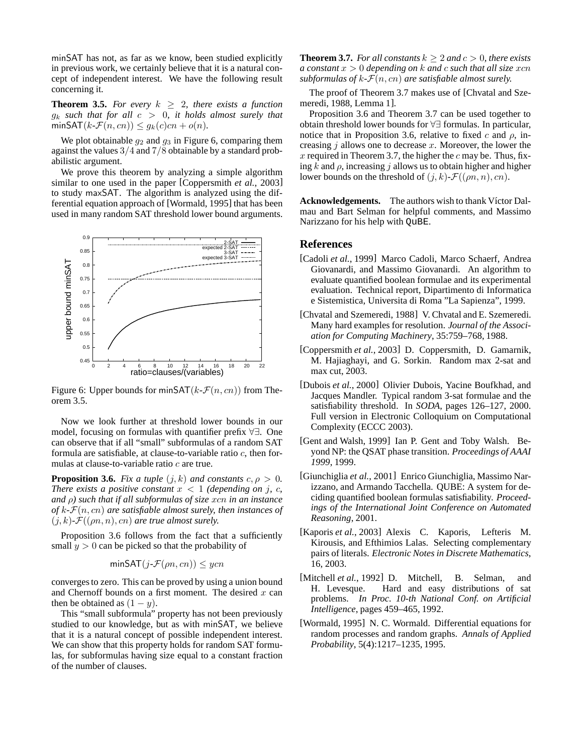minSAT has not, as far as we know, been studied explicitly in previous work, we certainly believe that it is a natural concept of independent interest. We have the following result concerning it.

**Theorem 3.5.** *For every $k \geq 2$, there exists a function $g_k$ such that for all $c > 0$, it holds almost surely that* $\mathsf{minSAT}(k\text{-}\mathcal{F}(n, cn)) \leq g_k(c)cn + o(n)$.

We plot obtainable $g_2$ and $g_3$ in Figure 6, comparing them against the values $3/4$ and $7/8$ obtainable by a standard probabilistic argument.

We prove this theorem by analyzing a simple algorithm similar to one used in the paper [Coppersmith *et al.*, 2003] to study maxSAT. The algorithm is analyzed using the differential equation approach of [Wormald, 1995] that has been used in many random SAT threshold lower bound arguments.

upper bound minSAT
ratio=clauses/(variables)
2-SAT
expected 2-SAT
3-SAT
expected 3-SAT
0.9
0.85
0.8
0.75
0.7
0.65
0.6
0.55
0.5
0.45
0
2
4
6
8
10
12
14
16
18
20
22

Figure 6: Upper bounds for $\mathsf{minSAT}(k\text{-}\mathcal{F}(n, cn))$ from Theorem 3.5.

Now we look further at threshold lower bounds in our model, focusing on formulas with quantifier prefix $\forall\exists$. One can observe that if all "small" subformulas of a random SAT formula are satisfiable, at clause-to-variable ratio $c$, then formulas at clause-to-variable ratio $c$ are true.

**Proposition 3.6.** *Fix a tuple $(j, k)$ and constants $c, \rho > 0$. There exists a positive constant $x < 1$ (depending on $j$, $c$, and $\rho$) such that if all subformulas of size $xcn$ in an instance of $k$-$\mathcal{F}(n, cn)$ are satisfiable almost surely, then instances of $(j, k)$-$\mathcal{F}((\rho n, n), cn)$ are true almost surely.*

Proposition 3.6 follows from the fact that a sufficiently small $y > 0$ can be picked so that the probability of

$$\mathsf{minSAT}(j\text{-}\mathcal{F}(\rho n, cn)) \leq ycn$$

converges to zero. This can be proved by using a union bound and Chernoff bounds on a first moment. The desired $x$ can then be obtained as $(1 - y)$.

This "small subformula" property has not been previously studied to our knowledge, but as with minSAT, we believe that it is a natural concept of possible independent interest. We can show that this property holds for random SAT formulas, for subformulas having size equal to a constant fraction of the number of clauses.

**Theorem 3.7.** *For all constants $k \geq 2$ and $c > 0$, there exists a constant $x > 0$ depending on $k$ and $c$ such that all size $xcn$ subformulas of $k$-$\mathcal{F}(n, cn)$ are satisfiable almost surely.*

The proof of Theorem 3.7 makes use of [Chvatal and Szemeredi, 1988, Lemma 1].

Proposition 3.6 and Theorem 3.7 can be used together to obtain threshold lower bounds for $\forall\exists$ formulas. In particular, notice that in Proposition 3.6, relative to fixed $c$ and $\rho$, increasing $j$ allows one to decrease $x$. Moreover, the lower the $x$ required in Theorem 3.7, the higher the $c$ may be. Thus, fixing $k$ and $\rho$, increasing $j$ allows us to obtain higher and higher lower bounds on the threshold of $(j, k)$-$\mathcal{F}((\rho n, n), cn)$.

**Acknowledgements.** The authors wish to thank Víctor Dalmau and Bart Selman for helpful comments, and Massimo Narizzano for his help with QuBE.

## References

[Cadoli *et al.*, 1999] Marco Cadoli, Marco Schaerf, Andrea Giovanardi, and Massimo Giovanardi. An algorithm to evaluate quantified boolean formulae and its experimental evaluation. Technical report, Dipartimento di Informatica e Sistemistica, Universita di Roma "La Sapienza", 1999.

[Chvatal and Szemeredi, 1988] V. Chvatal and E. Szemeredi. Many hard examples for resolution. *Journal of the Association for Computing Machinery*, 35:759–768, 1988.

[Coppersmith *et al.*, 2003] D. Coppersmith, D. Gamarnik, M. Hajiaghayi, and G. Sorkin. Random max 2-sat and max cut, 2003.

[Dubois *et al.*, 2000] Olivier Dubois, Yacine Boufkhad, and Jacques Mandler. Typical random 3-sat formulae and the satisfiability threshold. In *SODA*, pages 126–127, 2000. Full version in Electronic Colloquium on Computational Complexity (ECCC 2003).

[Gent and Walsh, 1999] Ian P. Gent and Toby Walsh. Beyond NP: the QSAT phase transition. *Proceedings of AAAI 1999*, 1999.

[Giunchiglia *et al.*, 2001] Enrico Giunchiglia, Massimo Narizzano, and Armando Tacchella. QUBE: A system for deciding quantified boolean formulas satisfiability. *Proceedings of the International Joint Conference on Automated Reasoning*, 2001.

[Kaporis *et al.*, 2003] Alexis C. Kaporis, Lefteris M. Kirousis, and Efthimios Lalas. Selecting complementary pairs of literals. *Electronic Notes in Discrete Mathematics*, 16, 2003.

[Mitchell *et al.*, 1992] D. Mitchell, B. Selman, and H. Levesque. Hard and easy distributions of sat problems. *In Proc. 10-th National Conf. on Artificial Intelligence*, pages 459–465, 1992.

[Wormald, 1995] N. C. Wormald. Differential equations for random processes and random graphs. *Annals of Applied Probability*, 5(4):1217–1235, 1995.